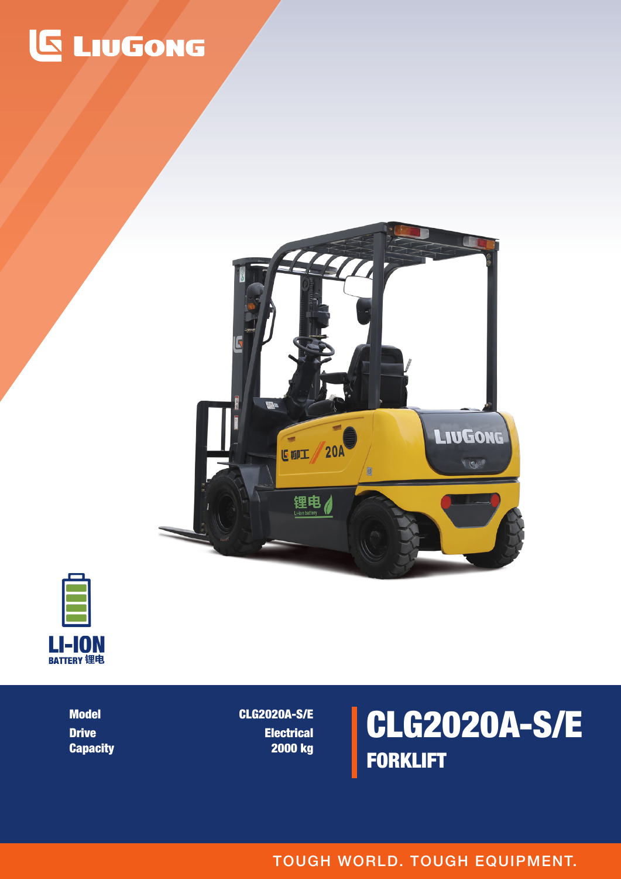LiuGong

LI-ION
BATTERY 锂电

| Model | CLG2020A-S/E |
| --- | --- |
| Drive | Electrical |
| Capacity | 2000 kg |

# CLG2020A-S/E
## FORKLIFT

TOUGH WORLD. TOUGH EQUIPMENT.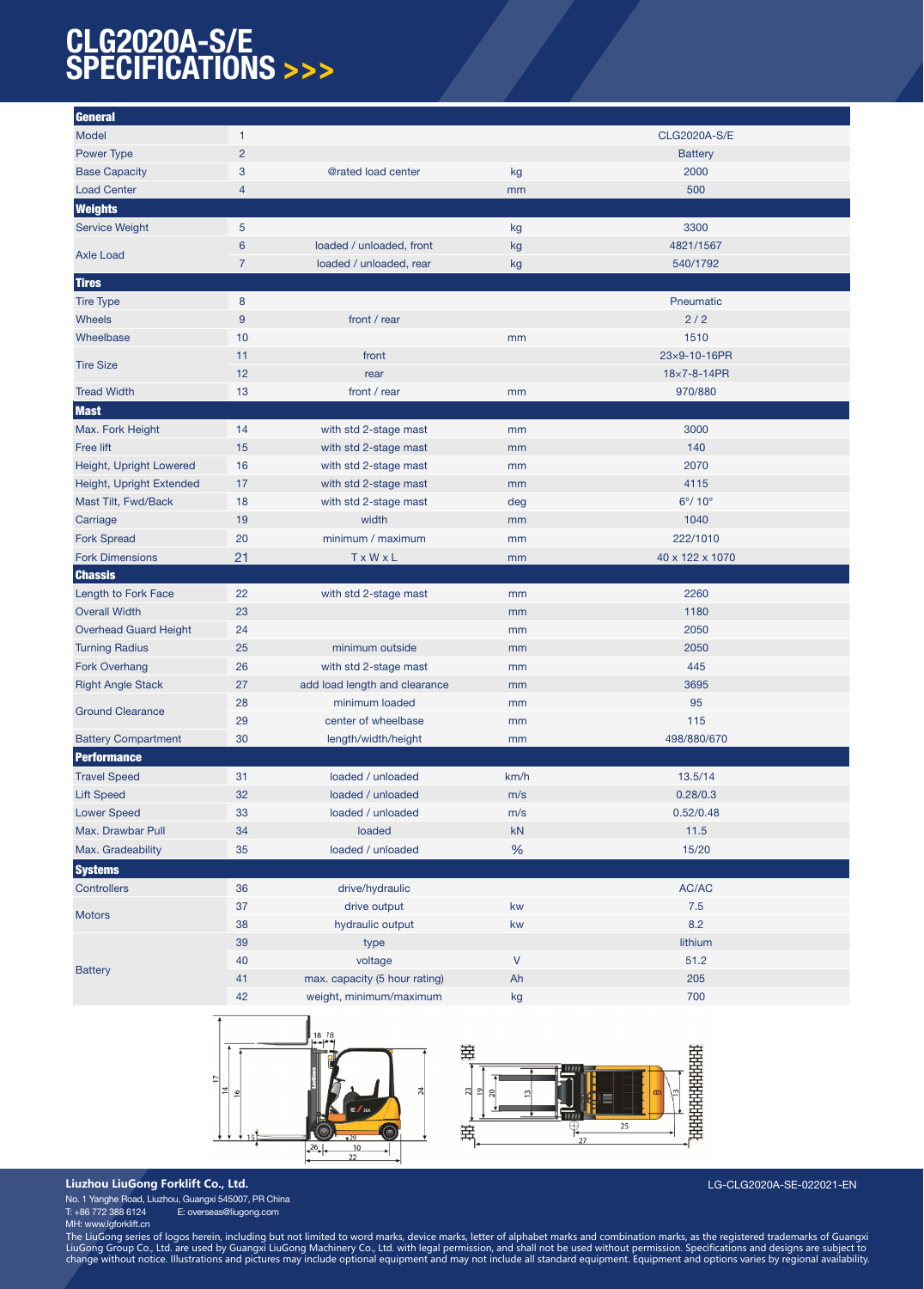# CLG2020A-S/E SPECIFICATIONS >>>

| | | | | |
|---|---|---|---|---|
| **General** | | | | |
| Model | 1 | | | CLG2020A-S/E |
| Power Type | 2 | | | Battery |
| Base Capacity | 3 | @rated load center | kg | 2000 |
| Load Center | 4 | | mm | 500 |
| **Weights** | | | | |
| Service Weight | 5 | | kg | 3300 |
| Axle Load | 6 | loaded / unloaded, front | kg | 4821/1567 |
| | 7 | loaded / unloaded, rear | kg | 540/1792 |
| **Tires** | | | | |
| Tire Type | 8 | | | Pneumatic |
| Wheels | 9 | front / rear | | 2 / 2 |
| Wheelbase | 10 | | mm | 1510 |
| Tire Size | 11 | front | | 23×9-10-16PR |
| | 12 | rear | | 18×7-8-14PR |
| Tread Width | 13 | front / rear | mm | 970/880 |
| **Mast** | | | | |
| Max. Fork Height | 14 | with std 2-stage mast | mm | 3000 |
| Free lift | 15 | with std 2-stage mast | mm | 140 |
| Height, Upright Lowered | 16 | with std 2-stage mast | mm | 2070 |
| Height, Upright Extended | 17 | with std 2-stage mast | mm | 4115 |
| Mast Tilt, Fwd/Back | 18 | with std 2-stage mast | deg | 6°/ 10° |
| Carriage | 19 | width | mm | 1040 |
| Fork Spread | 20 | minimum / maximum | mm | 222/1010 |
| Fork Dimensions | 21 | T x W x L | mm | 40 x 122 x 1070 |
| **Chassis** | | | | |
| Length to Fork Face | 22 | with std 2-stage mast | mm | 2260 |
| Overall Width | 23 | | mm | 1180 |
| Overhead Guard Height | 24 | | mm | 2050 |
| Turning Radius | 25 | minimum outside | mm | 2050 |
| Fork Overhang | 26 | with std 2-stage mast | mm | 445 |
| Right Angle Stack | 27 | add load length and clearance | mm | 3695 |
| Ground Clearance | 28 | minimum loaded | mm | 95 |
| | 29 | center of wheelbase | mm | 115 |
| Battery Compartment | 30 | length/width/height | mm | 498/880/670 |
| **Performance** | | | | |
| Travel Speed | 31 | loaded / unloaded | km/h | 13.5/14 |
| Lift Speed | 32 | loaded / unloaded | m/s | 0.28/0.3 |
| Lower Speed | 33 | loaded / unloaded | m/s | 0.52/0.48 |
| Max. Drawbar Pull | 34 | loaded | kN | 11.5 |
| Max. Gradeability | 35 | loaded / unloaded | % | 15/20 |
| **Systems** | | | | |
| Controllers | 36 | drive/hydraulic | | AC/AC |
| Motors | 37 | drive output | kw | 7.5 |
| | 38 | hydraulic output | kw | 8.2 |
| Battery | 39 | type | | lithium |
| | 40 | voltage | V | 51.2 |
| | 41 | max. capacity (5 hour rating) | Ah | 205 |
| | 42 | weight, minimum/maximum | kg | 700 |

**Liuzhou LiuGong Forklift Co., Ltd.**
No. 1 Yanghe Road, Liuzhou, Guangxi 545007, PR China
T: +86 772 388 6124 E: overseas@liugong.com
MH: www.lgforklift.cn

LG-CLG2020A-SE-022021-EN

The LiuGong series of logos herein, including but not limited to word marks, device marks, letter of alphabet marks and combination marks, as the registered trademarks of Guangxi LiuGong Group Co., Ltd. are used by Guangxi LiuGong Machinery Co., Ltd. with legal permission, and shall not be used without permission. Specifications and designs are subject to change without notice. Illustrations and pictures may include optional equipment and may not include all standard equipment. Equipment and options varies by regional availability.